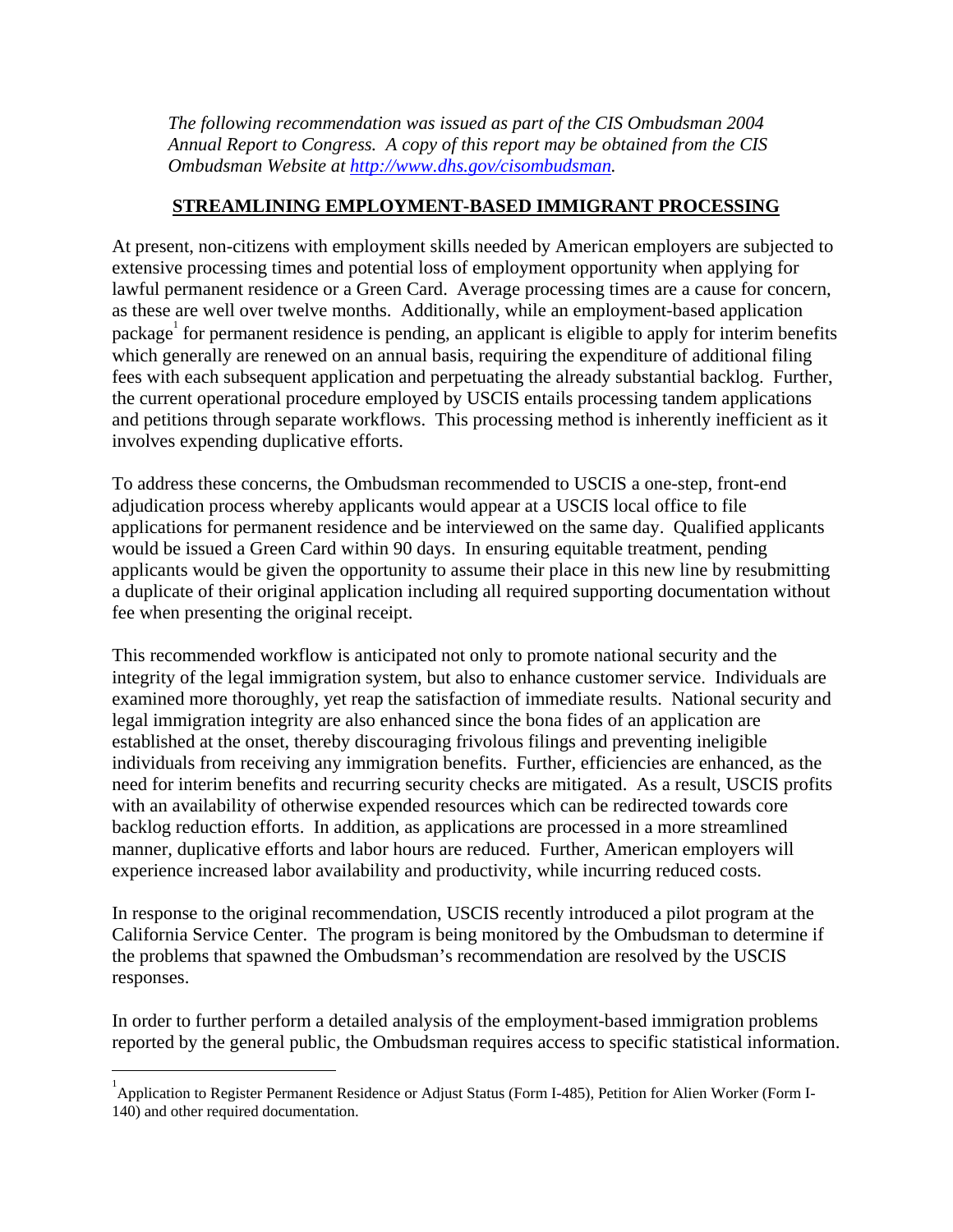*The following recommendation was issued as part of the CIS Ombudsman 2004 Annual Report to Congress. A copy of this report may be obtained from the CIS Ombudsman Website at [http://www.dhs.gov/cisombudsman](http://www.dhs.gov/cisombudsman).*

## STREAMLINING EMPLOYMENT-BASED IMMIGRANT PROCESSING

At present, non-citizens with employment skills needed by American employers are subjected to extensive processing times and potential loss of employment opportunity when applying for lawful permanent residence or a Green Card. Average processing times are a cause for concern, as these are well over twelve months. Additionally, while an employment-based application package[1] for permanent residence is pending, an applicant is eligible to apply for interim benefits which generally are renewed on an annual basis, requiring the expenditure of additional filing fees with each subsequent application and perpetuating the already substantial backlog. Further, the current operational procedure employed by USCIS entails processing tandem applications and petitions through separate workflows. This processing method is inherently inefficient as it involves expending duplicative efforts.

To address these concerns, the Ombudsman recommended to USCIS a one-step, front-end adjudication process whereby applicants would appear at a USCIS local office to file applications for permanent residence and be interviewed on the same day. Qualified applicants would be issued a Green Card within 90 days. In ensuring equitable treatment, pending applicants would be given the opportunity to assume their place in this new line by resubmitting a duplicate of their original application including all required supporting documentation without fee when presenting the original receipt.

This recommended workflow is anticipated not only to promote national security and the integrity of the legal immigration system, but also to enhance customer service. Individuals are examined more thoroughly, yet reap the satisfaction of immediate results. National security and legal immigration integrity are also enhanced since the bona fides of an application are established at the onset, thereby discouraging frivolous filings and preventing ineligible individuals from receiving any immigration benefits. Further, efficiencies are enhanced, as the need for interim benefits and recurring security checks are mitigated. As a result, USCIS profits with an availability of otherwise expended resources which can be redirected towards core backlog reduction efforts. In addition, as applications are processed in a more streamlined manner, duplicative efforts and labor hours are reduced. Further, American employers will experience increased labor availability and productivity, while incurring reduced costs.

In response to the original recommendation, USCIS recently introduced a pilot program at the California Service Center. The program is being monitored by the Ombudsman to determine if the problems that spawned the Ombudsman's recommendation are resolved by the USCIS responses.

In order to further perform a detailed analysis of the employment-based immigration problems reported by the general public, the Ombudsman requires access to specific statistical information.

---

[1] Application to Register Permanent Residence or Adjust Status (Form I-485), Petition for Alien Worker (Form I-140) and other required documentation.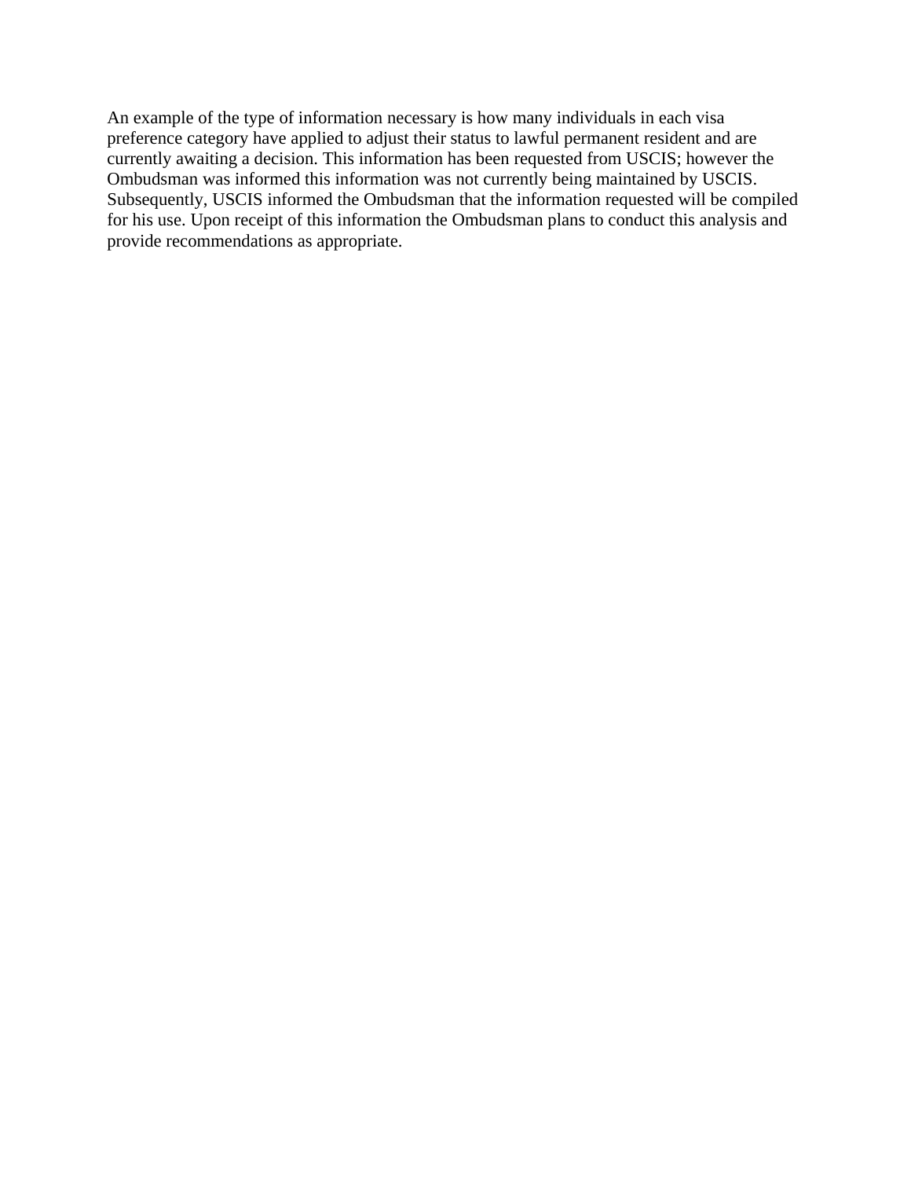An example of the type of information necessary is how many individuals in each visa preference category have applied to adjust their status to lawful permanent resident and are currently awaiting a decision. This information has been requested from USCIS; however the Ombudsman was informed this information was not currently being maintained by USCIS. Subsequently, USCIS informed the Ombudsman that the information requested will be compiled for his use. Upon receipt of this information the Ombudsman plans to conduct this analysis and provide recommendations as appropriate.